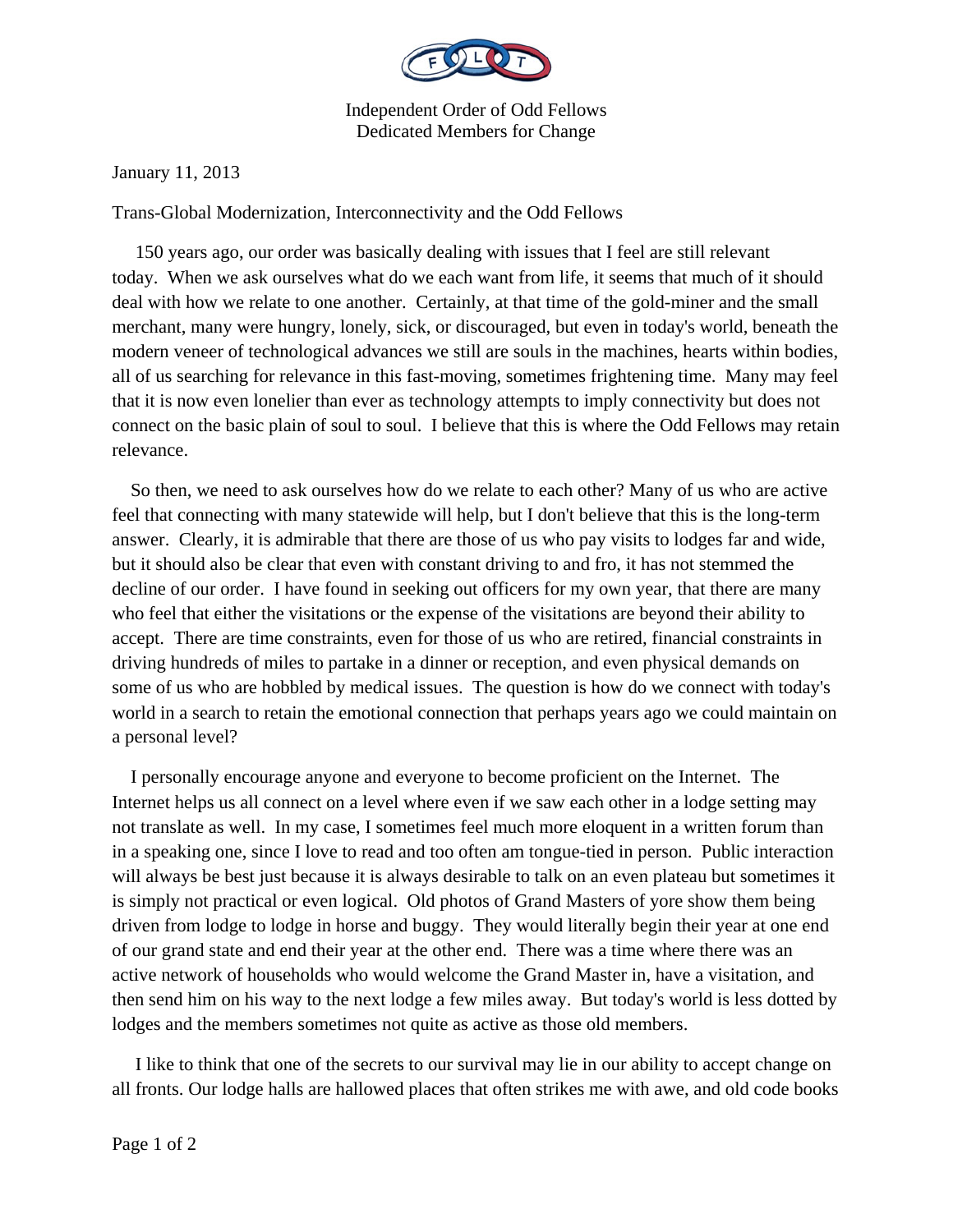Independent Order of Odd Fellows
Dedicated Members for Change

January 11, 2013

Trans-Global Modernization, Interconnectivity and the Odd Fellows

150 years ago, our order was basically dealing with issues that I feel are still relevant today. When we ask ourselves what do we each want from life, it seems that much of it should deal with how we relate to one another. Certainly, at that time of the gold-miner and the small merchant, many were hungry, lonely, sick, or discouraged, but even in today's world, beneath the modern veneer of technological advances we still are souls in the machines, hearts within bodies, all of us searching for relevance in this fast-moving, sometimes frightening time. Many may feel that it is now even lonelier than ever as technology attempts to imply connectivity but does not connect on the basic plain of soul to soul. I believe that this is where the Odd Fellows may retain relevance.

So then, we need to ask ourselves how do we relate to each other? Many of us who are active feel that connecting with many statewide will help, but I don't believe that this is the long-term answer. Clearly, it is admirable that there are those of us who pay visits to lodges far and wide, but it should also be clear that even with constant driving to and fro, it has not stemmed the decline of our order. I have found in seeking out officers for my own year, that there are many who feel that either the visitations or the expense of the visitations are beyond their ability to accept. There are time constraints, even for those of us who are retired, financial constraints in driving hundreds of miles to partake in a dinner or reception, and even physical demands on some of us who are hobbled by medical issues. The question is how do we connect with today's world in a search to retain the emotional connection that perhaps years ago we could maintain on a personal level?

I personally encourage anyone and everyone to become proficient on the Internet. The Internet helps us all connect on a level where even if we saw each other in a lodge setting may not translate as well. In my case, I sometimes feel much more eloquent in a written forum than in a speaking one, since I love to read and too often am tongue-tied in person. Public interaction will always be best just because it is always desirable to talk on an even plateau but sometimes it is simply not practical or even logical. Old photos of Grand Masters of yore show them being driven from lodge to lodge in horse and buggy. They would literally begin their year at one end of our grand state and end their year at the other end. There was a time where there was an active network of households who would welcome the Grand Master in, have a visitation, and then send him on his way to the next lodge a few miles away. But today's world is less dotted by lodges and the members sometimes not quite as active as those old members.

I like to think that one of the secrets to our survival may lie in our ability to accept change on all fronts. Our lodge halls are hallowed places that often strikes me with awe, and old code books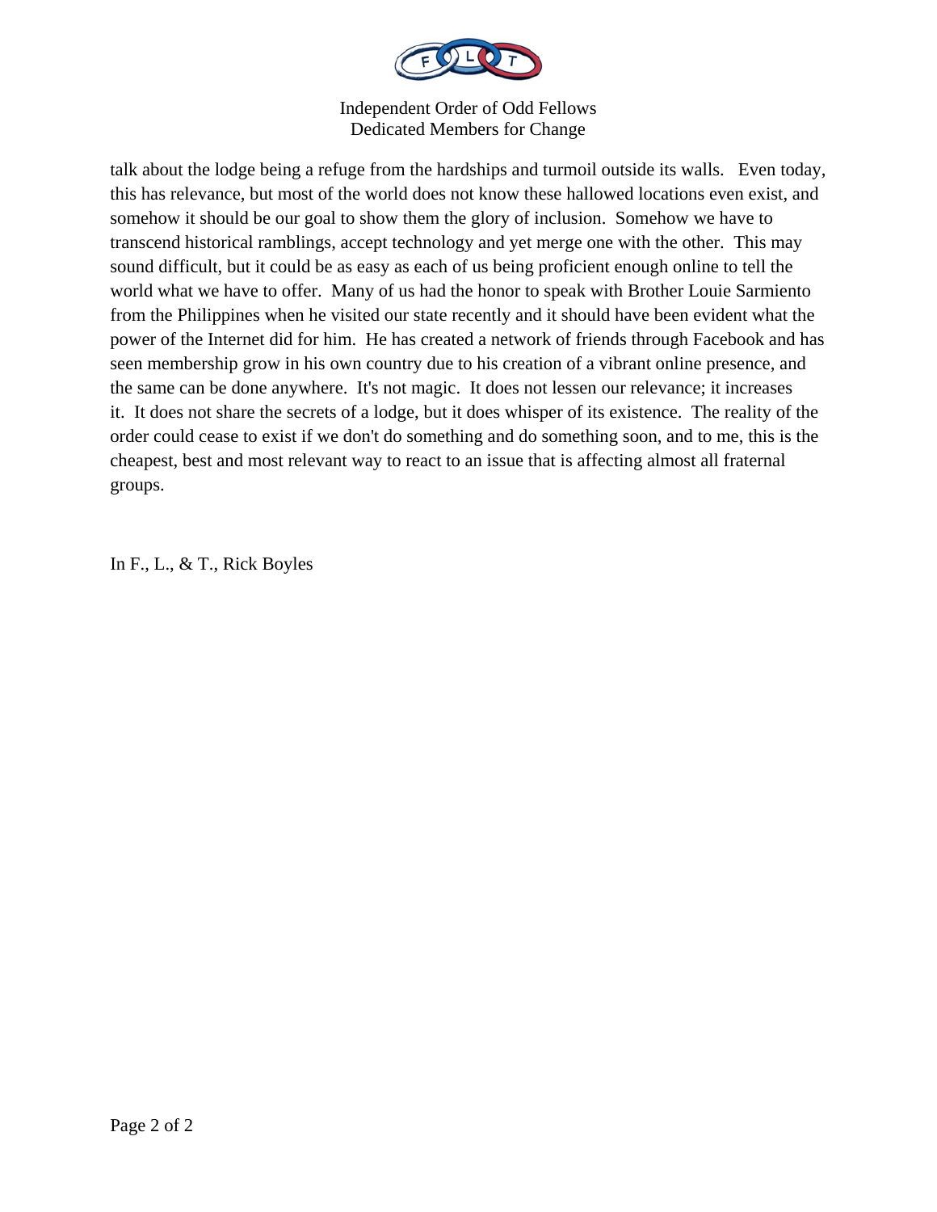talk about the lodge being a refuge from the hardships and turmoil outside its walls. Even today, this has relevance, but most of the world does not know these hallowed locations even exist, and somehow it should be our goal to show them the glory of inclusion. Somehow we have to transcend historical ramblings, accept technology and yet merge one with the other. This may sound difficult, but it could be as easy as each of us being proficient enough online to tell the world what we have to offer. Many of us had the honor to speak with Brother Louie Sarmiento from the Philippines when he visited our state recently and it should have been evident what the power of the Internet did for him. He has created a network of friends through Facebook and has seen membership grow in his own country due to his creation of a vibrant online presence, and the same can be done anywhere. It's not magic. It does not lessen our relevance; it increases it. It does not share the secrets of a lodge, but it does whisper of its existence. The reality of the order could cease to exist if we don't do something and do something soon, and to me, this is the cheapest, best and most relevant way to react to an issue that is affecting almost all fraternal groups.

In F., L., & T., Rick Boyles